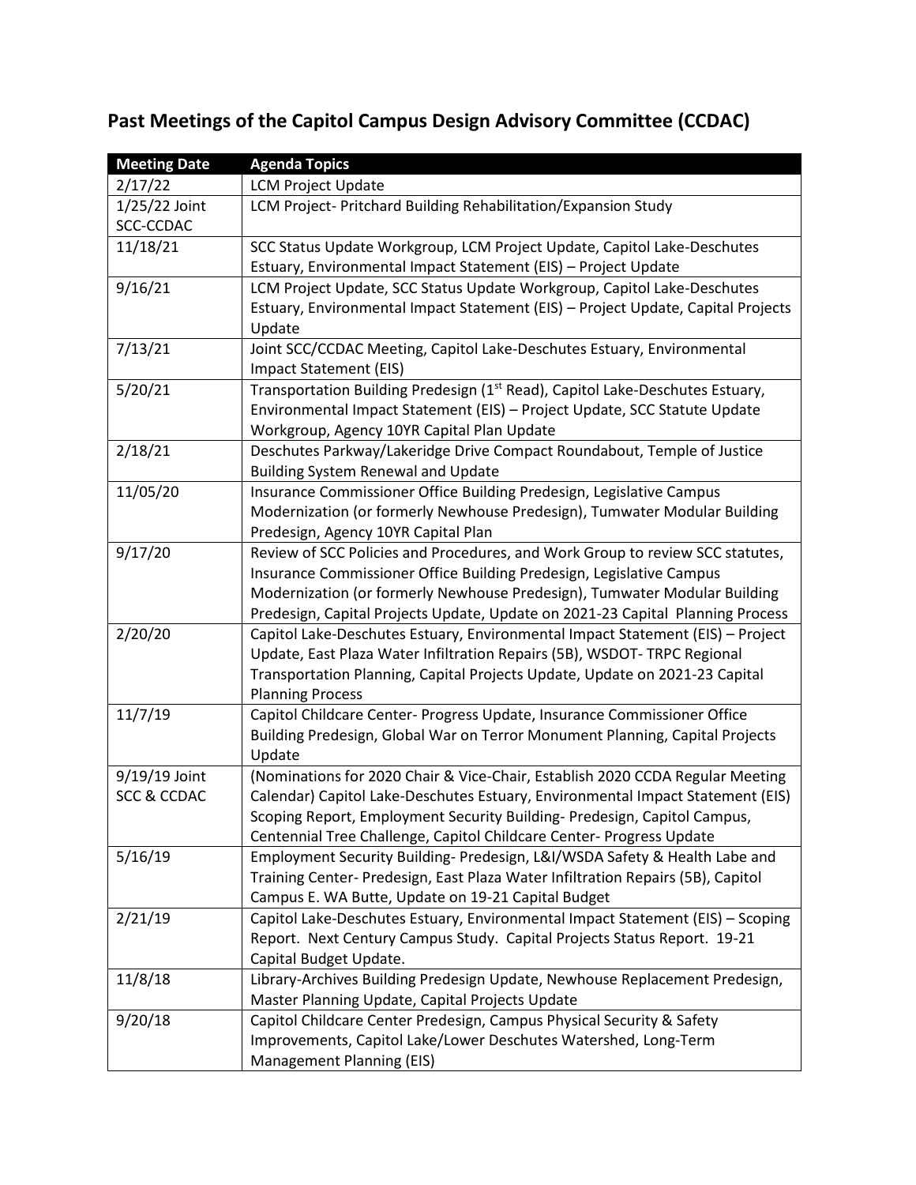## Past Meetings of the Capitol Campus Design Advisory Committee (CCDAC)

| Meeting Date | Agenda Topics |
| --- | --- |
| 2/17/22 | LCM Project Update |
| 1/25/22 Joint SCC-CCDAC | LCM Project- Pritchard Building Rehabilitation/Expansion Study |
| 11/18/21 | SCC Status Update Workgroup, LCM Project Update, Capitol Lake-Deschutes Estuary, Environmental Impact Statement (EIS) – Project Update |
| 9/16/21 | LCM Project Update, SCC Status Update Workgroup, Capitol Lake-Deschutes Estuary, Environmental Impact Statement (EIS) – Project Update, Capital Projects Update |
| 7/13/21 | Joint SCC/CCDAC Meeting, Capitol Lake-Deschutes Estuary, Environmental Impact Statement (EIS) |
| 5/20/21 | Transportation Building Predesign (1st Read), Capitol Lake-Deschutes Estuary, Environmental Impact Statement (EIS) – Project Update, SCC Statute Update Workgroup, Agency 10YR Capital Plan Update |
| 2/18/21 | Deschutes Parkway/Lakeridge Drive Compact Roundabout, Temple of Justice Building System Renewal and Update |
| 11/05/20 | Insurance Commissioner Office Building Predesign, Legislative Campus Modernization (or formerly Newhouse Predesign), Tumwater Modular Building Predesign, Agency 10YR Capital Plan |
| 9/17/20 | Review of SCC Policies and Procedures, and Work Group to review SCC statutes, Insurance Commissioner Office Building Predesign, Legislative Campus Modernization (or formerly Newhouse Predesign), Tumwater Modular Building Predesign, Capital Projects Update, Update on 2021-23 Capital Planning Process |
| 2/20/20 | Capitol Lake-Deschutes Estuary, Environmental Impact Statement (EIS) – Project Update, East Plaza Water Infiltration Repairs (5B), WSDOT- TRPC Regional Transportation Planning, Capital Projects Update, Update on 2021-23 Capital Planning Process |
| 11/7/19 | Capitol Childcare Center- Progress Update, Insurance Commissioner Office Building Predesign, Global War on Terror Monument Planning, Capital Projects Update |
| 9/19/19 Joint SCC & CCDAC | (Nominations for 2020 Chair & Vice-Chair, Establish 2020 CCDA Regular Meeting Calendar) Capitol Lake-Deschutes Estuary, Environmental Impact Statement (EIS) Scoping Report, Employment Security Building- Predesign, Capitol Campus, Centennial Tree Challenge, Capitol Childcare Center- Progress Update |
| 5/16/19 | Employment Security Building- Predesign, L&I/WSDA Safety & Health Labe and Training Center- Predesign, East Plaza Water Infiltration Repairs (5B), Capitol Campus E. WA Butte, Update on 19-21 Capital Budget |
| 2/21/19 | Capitol Lake-Deschutes Estuary, Environmental Impact Statement (EIS) – Scoping Report. Next Century Campus Study. Capital Projects Status Report. 19-21 Capital Budget Update. |
| 11/8/18 | Library-Archives Building Predesign Update, Newhouse Replacement Predesign, Master Planning Update, Capital Projects Update |
| 9/20/18 | Capitol Childcare Center Predesign, Campus Physical Security & Safety Improvements, Capitol Lake/Lower Deschutes Watershed, Long-Term Management Planning (EIS) |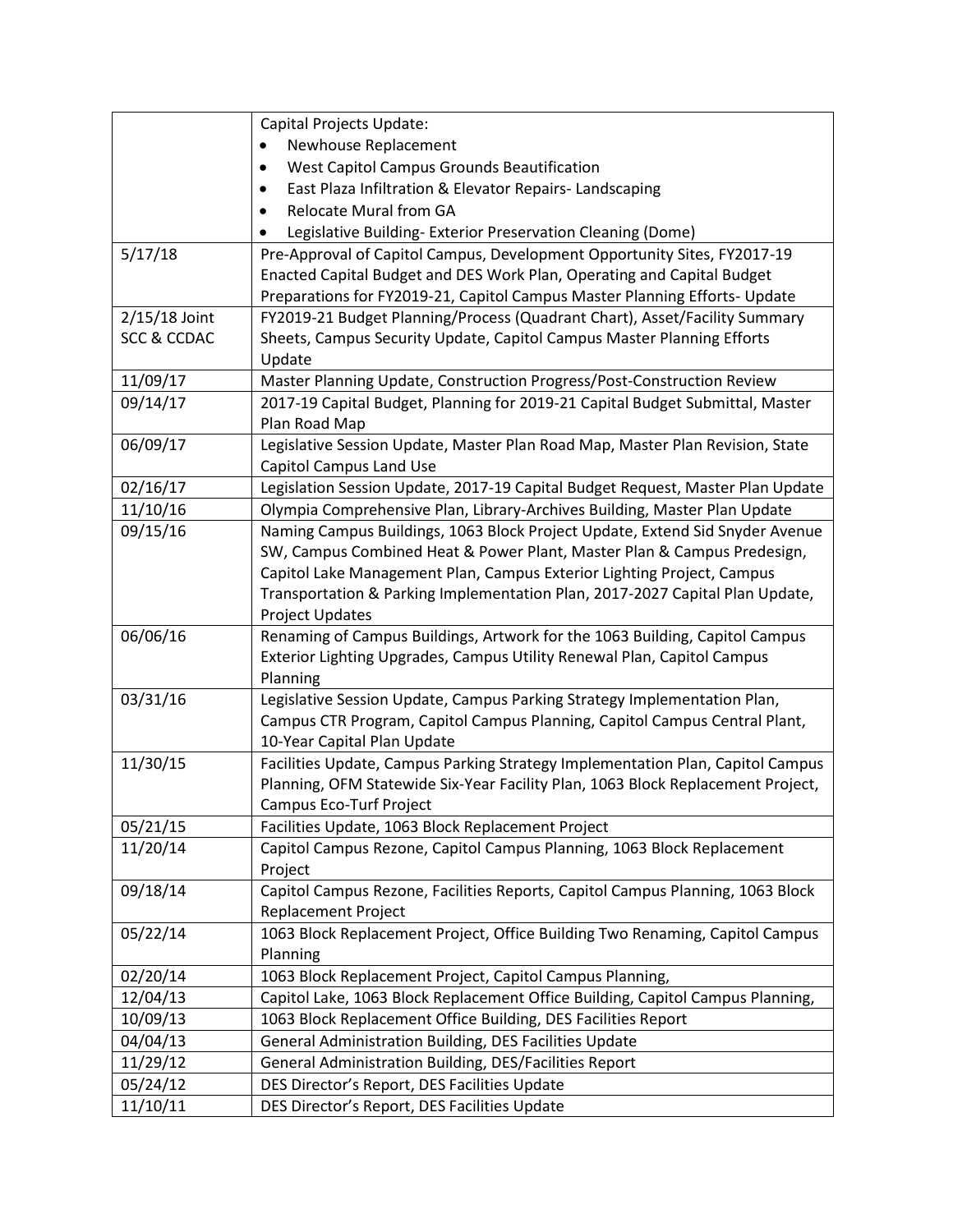| | |
|---|---|
| | Capital Projects Update:<br>• Newhouse Replacement<br>• West Capitol Campus Grounds Beautification<br>• East Plaza Infiltration & Elevator Repairs- Landscaping<br>• Relocate Mural from GA<br>• Legislative Building- Exterior Preservation Cleaning (Dome) |
| 5/17/18 | Pre-Approval of Capitol Campus, Development Opportunity Sites, FY2017-19 Enacted Capital Budget and DES Work Plan, Operating and Capital Budget Preparations for FY2019-21, Capitol Campus Master Planning Efforts- Update |
| 2/15/18 Joint SCC & CCDAC | FY2019-21 Budget Planning/Process (Quadrant Chart), Asset/Facility Summary Sheets, Campus Security Update, Capitol Campus Master Planning Efforts Update |
| 11/09/17 | Master Planning Update, Construction Progress/Post-Construction Review |
| 09/14/17 | 2017-19 Capital Budget, Planning for 2019-21 Capital Budget Submittal, Master Plan Road Map |
| 06/09/17 | Legislative Session Update, Master Plan Road Map, Master Plan Revision, State Capitol Campus Land Use |
| 02/16/17 | Legislation Session Update, 2017-19 Capital Budget Request, Master Plan Update |
| 11/10/16 | Olympia Comprehensive Plan, Library-Archives Building, Master Plan Update |
| 09/15/16 | Naming Campus Buildings, 1063 Block Project Update, Extend Sid Snyder Avenue SW, Campus Combined Heat & Power Plant, Master Plan & Campus Predesign, Capitol Lake Management Plan, Campus Exterior Lighting Project, Campus Transportation & Parking Implementation Plan, 2017-2027 Capital Plan Update, Project Updates |
| 06/06/16 | Renaming of Campus Buildings, Artwork for the 1063 Building, Capitol Campus Exterior Lighting Upgrades, Campus Utility Renewal Plan, Capitol Campus Planning |
| 03/31/16 | Legislative Session Update, Campus Parking Strategy Implementation Plan, Campus CTR Program, Capitol Campus Planning, Capitol Campus Central Plant, 10-Year Capital Plan Update |
| 11/30/15 | Facilities Update, Campus Parking Strategy Implementation Plan, Capitol Campus Planning, OFM Statewide Six-Year Facility Plan, 1063 Block Replacement Project, Campus Eco-Turf Project |
| 05/21/15 | Facilities Update, 1063 Block Replacement Project |
| 11/20/14 | Capitol Campus Rezone, Capitol Campus Planning, 1063 Block Replacement Project |
| 09/18/14 | Capitol Campus Rezone, Facilities Reports, Capitol Campus Planning, 1063 Block Replacement Project |
| 05/22/14 | 1063 Block Replacement Project, Office Building Two Renaming, Capitol Campus Planning |
| 02/20/14 | 1063 Block Replacement Project, Capitol Campus Planning, |
| 12/04/13 | Capitol Lake, 1063 Block Replacement Office Building, Capitol Campus Planning, |
| 10/09/13 | 1063 Block Replacement Office Building, DES Facilities Report |
| 04/04/13 | General Administration Building, DES Facilities Update |
| 11/29/12 | General Administration Building, DES/Facilities Report |
| 05/24/12 | DES Director's Report, DES Facilities Update |
| 11/10/11 | DES Director's Report, DES Facilities Update |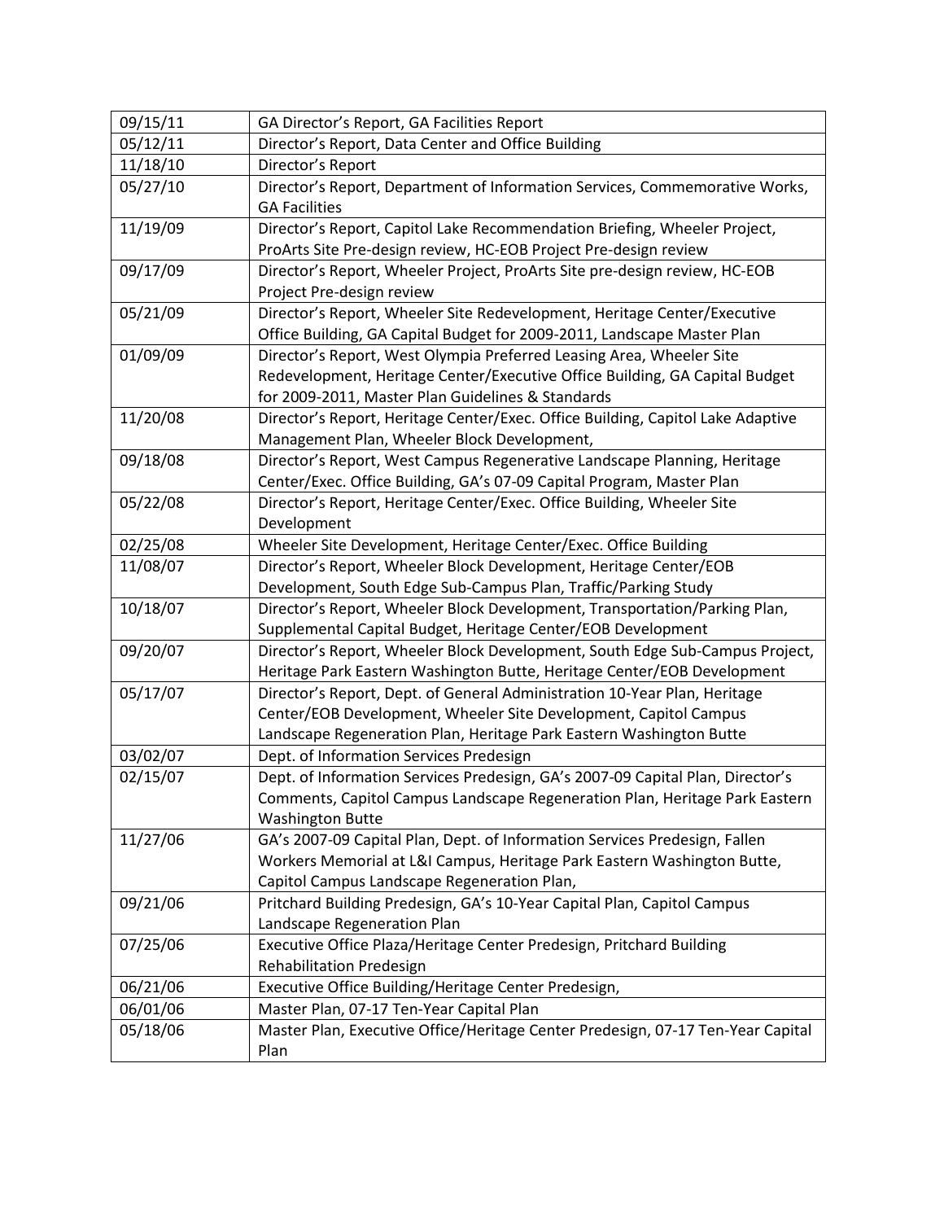| 09/15/11 | GA Director's Report, GA Facilities Report |
|---|---|
| 05/12/11 | Director's Report, Data Center and Office Building |
| 11/18/10 | Director's Report |
| 05/27/10 | Director's Report, Department of Information Services, Commemorative Works, GA Facilities |
| 11/19/09 | Director's Report, Capitol Lake Recommendation Briefing, Wheeler Project, ProArts Site Pre-design review, HC-EOB Project Pre-design review |
| 09/17/09 | Director's Report, Wheeler Project, ProArts Site pre-design review, HC-EOB Project Pre-design review |
| 05/21/09 | Director's Report, Wheeler Site Redevelopment, Heritage Center/Executive Office Building, GA Capital Budget for 2009-2011, Landscape Master Plan |
| 01/09/09 | Director's Report, West Olympia Preferred Leasing Area, Wheeler Site Redevelopment, Heritage Center/Executive Office Building, GA Capital Budget for 2009-2011, Master Plan Guidelines & Standards |
| 11/20/08 | Director's Report, Heritage Center/Exec. Office Building, Capitol Lake Adaptive Management Plan, Wheeler Block Development, |
| 09/18/08 | Director's Report, West Campus Regenerative Landscape Planning, Heritage Center/Exec. Office Building, GA's 07-09 Capital Program, Master Plan |
| 05/22/08 | Director's Report, Heritage Center/Exec. Office Building, Wheeler Site Development |
| 02/25/08 | Wheeler Site Development, Heritage Center/Exec. Office Building |
| 11/08/07 | Director's Report, Wheeler Block Development, Heritage Center/EOB Development, South Edge Sub-Campus Plan, Traffic/Parking Study |
| 10/18/07 | Director's Report, Wheeler Block Development, Transportation/Parking Plan, Supplemental Capital Budget, Heritage Center/EOB Development |
| 09/20/07 | Director's Report, Wheeler Block Development, South Edge Sub-Campus Project, Heritage Park Eastern Washington Butte, Heritage Center/EOB Development |
| 05/17/07 | Director's Report, Dept. of General Administration 10-Year Plan, Heritage Center/EOB Development, Wheeler Site Development, Capitol Campus Landscape Regeneration Plan, Heritage Park Eastern Washington Butte |
| 03/02/07 | Dept. of Information Services Predesign |
| 02/15/07 | Dept. of Information Services Predesign, GA's 2007-09 Capital Plan, Director's Comments, Capitol Campus Landscape Regeneration Plan, Heritage Park Eastern Washington Butte |
| 11/27/06 | GA's 2007-09 Capital Plan, Dept. of Information Services Predesign, Fallen Workers Memorial at L&I Campus, Heritage Park Eastern Washington Butte, Capitol Campus Landscape Regeneration Plan, |
| 09/21/06 | Pritchard Building Predesign, GA's 10-Year Capital Plan, Capitol Campus Landscape Regeneration Plan |
| 07/25/06 | Executive Office Plaza/Heritage Center Predesign, Pritchard Building Rehabilitation Predesign |
| 06/21/06 | Executive Office Building/Heritage Center Predesign, |
| 06/01/06 | Master Plan, 07-17 Ten-Year Capital Plan |
| 05/18/06 | Master Plan, Executive Office/Heritage Center Predesign, 07-17 Ten-Year Capital Plan |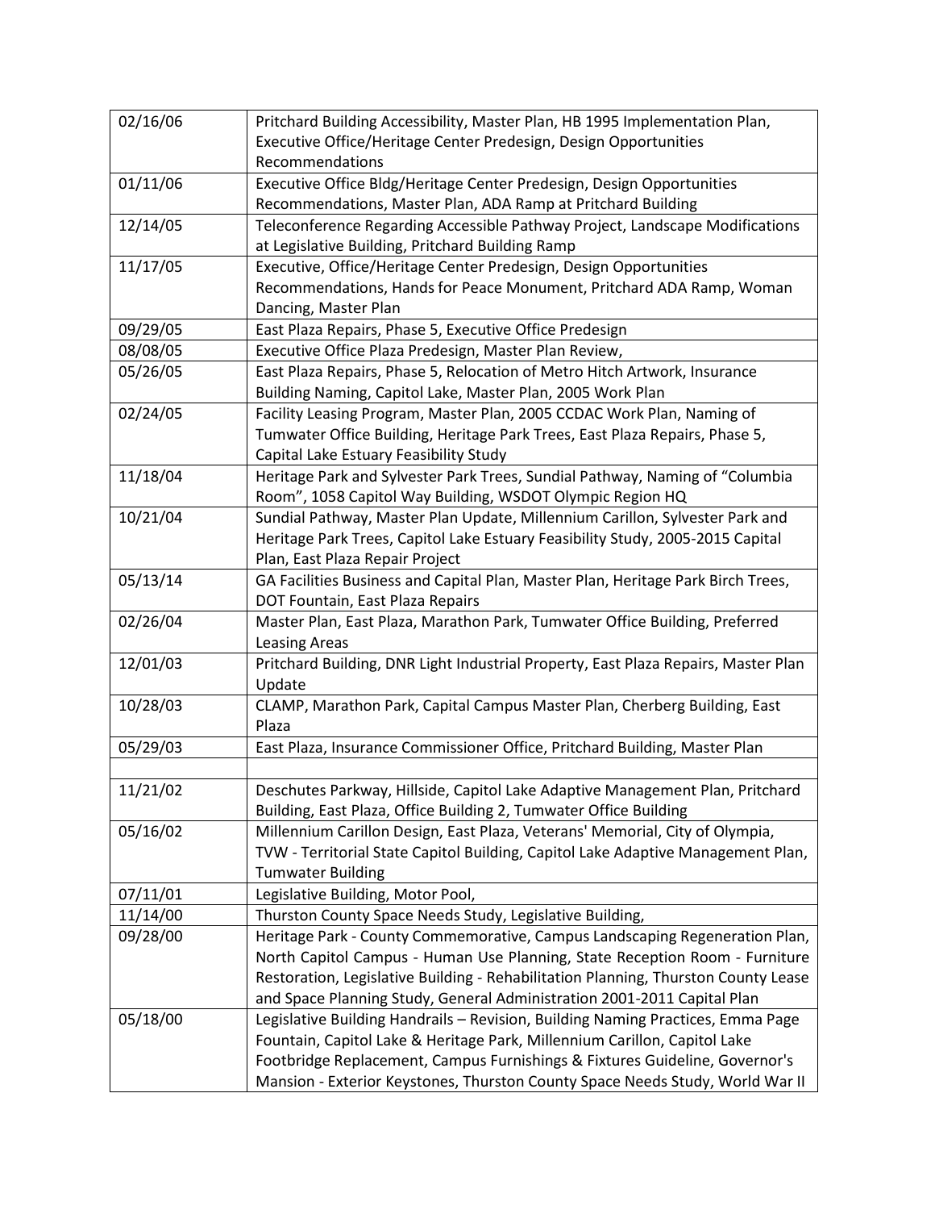| | |
|---|---|
| 02/16/06 | Pritchard Building Accessibility, Master Plan, HB 1995 Implementation Plan, Executive Office/Heritage Center Predesign, Design Opportunities Recommendations |
| 01/11/06 | Executive Office Bldg/Heritage Center Predesign, Design Opportunities Recommendations, Master Plan, ADA Ramp at Pritchard Building |
| 12/14/05 | Teleconference Regarding Accessible Pathway Project, Landscape Modifications at Legislative Building, Pritchard Building Ramp |
| 11/17/05 | Executive, Office/Heritage Center Predesign, Design Opportunities Recommendations, Hands for Peace Monument, Pritchard ADA Ramp, Woman Dancing, Master Plan |
| 09/29/05 | East Plaza Repairs, Phase 5, Executive Office Predesign |
| 08/08/05 | Executive Office Plaza Predesign, Master Plan Review, |
| 05/26/05 | East Plaza Repairs, Phase 5, Relocation of Metro Hitch Artwork, Insurance Building Naming, Capitol Lake, Master Plan, 2005 Work Plan |
| 02/24/05 | Facility Leasing Program, Master Plan, 2005 CCDAC Work Plan, Naming of Tumwater Office Building, Heritage Park Trees, East Plaza Repairs, Phase 5, Capital Lake Estuary Feasibility Study |
| 11/18/04 | Heritage Park and Sylvester Park Trees, Sundial Pathway, Naming of "Columbia Room", 1058 Capitol Way Building, WSDOT Olympic Region HQ |
| 10/21/04 | Sundial Pathway, Master Plan Update, Millennium Carillon, Sylvester Park and Heritage Park Trees, Capitol Lake Estuary Feasibility Study, 2005-2015 Capital Plan, East Plaza Repair Project |
| 05/13/14 | GA Facilities Business and Capital Plan, Master Plan, Heritage Park Birch Trees, DOT Fountain, East Plaza Repairs |
| 02/26/04 | Master Plan, East Plaza, Marathon Park, Tumwater Office Building, Preferred Leasing Areas |
| 12/01/03 | Pritchard Building, DNR Light Industrial Property, East Plaza Repairs, Master Plan Update |
| 10/28/03 | CLAMP, Marathon Park, Capital Campus Master Plan, Cherberg Building, East Plaza |
| 05/29/03 | East Plaza, Insurance Commissioner Office, Pritchard Building, Master Plan |
| | |
| 11/21/02 | Deschutes Parkway, Hillside, Capitol Lake Adaptive Management Plan, Pritchard Building, East Plaza, Office Building 2, Tumwater Office Building |
| 05/16/02 | Millennium Carillon Design, East Plaza, Veterans' Memorial, City of Olympia, TVW - Territorial State Capitol Building, Capitol Lake Adaptive Management Plan, Tumwater Building |
| 07/11/01 | Legislative Building, Motor Pool, |
| 11/14/00 | Thurston County Space Needs Study, Legislative Building, |
| 09/28/00 | Heritage Park - County Commemorative, Campus Landscaping Regeneration Plan, North Capitol Campus - Human Use Planning, State Reception Room - Furniture Restoration, Legislative Building - Rehabilitation Planning, Thurston County Lease and Space Planning Study, General Administration 2001-2011 Capital Plan |
| 05/18/00 | Legislative Building Handrails – Revision, Building Naming Practices, Emma Page Fountain, Capitol Lake & Heritage Park, Millennium Carillon, Capitol Lake Footbridge Replacement, Campus Furnishings & Fixtures Guideline, Governor's Mansion - Exterior Keystones, Thurston County Space Needs Study, World War II |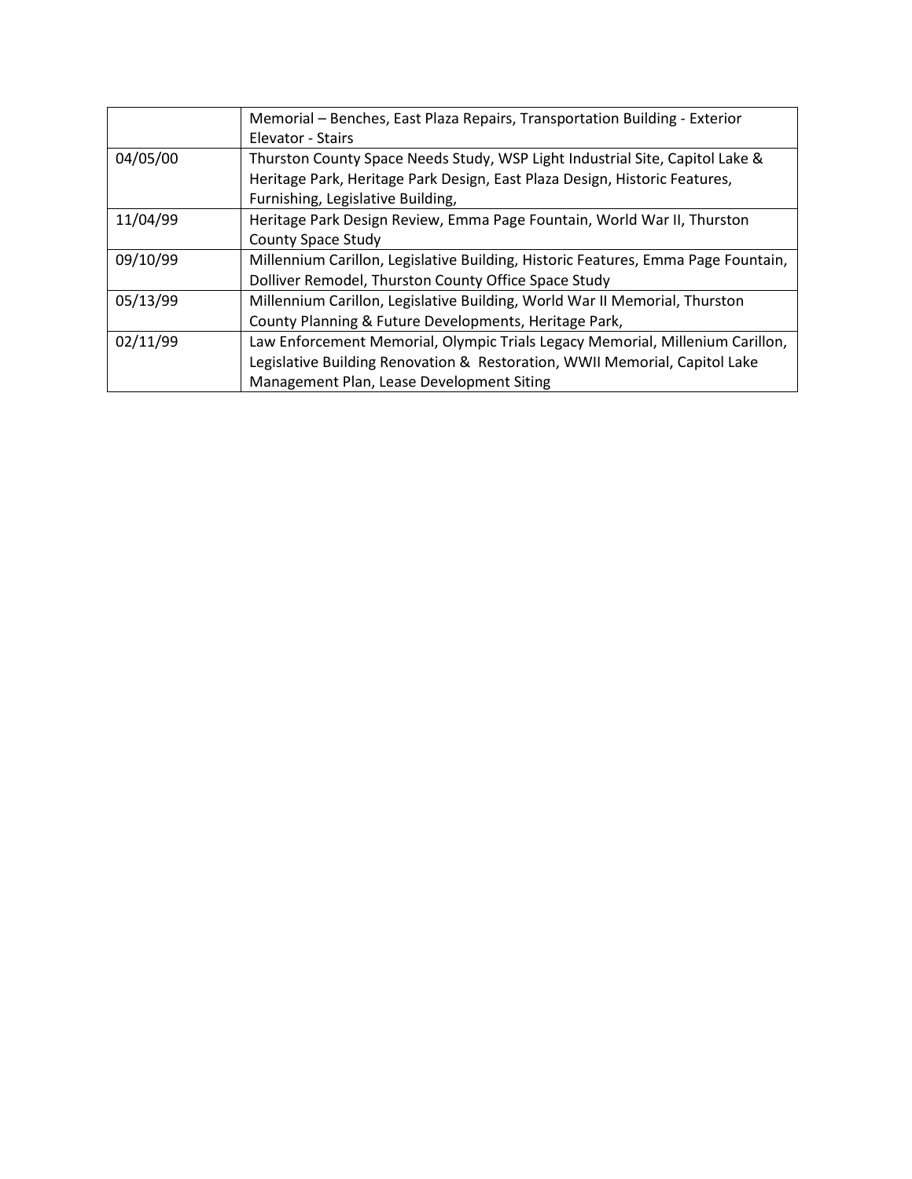| | |
|---|---|
| | Memorial – Benches, East Plaza Repairs, Transportation Building - Exterior Elevator - Stairs |
| 04/05/00 | Thurston County Space Needs Study, WSP Light Industrial Site, Capitol Lake & Heritage Park, Heritage Park Design, East Plaza Design, Historic Features, Furnishing, Legislative Building, |
| 11/04/99 | Heritage Park Design Review, Emma Page Fountain, World War II, Thurston County Space Study |
| 09/10/99 | Millennium Carillon, Legislative Building, Historic Features, Emma Page Fountain, Dolliver Remodel, Thurston County Office Space Study |
| 05/13/99 | Millennium Carillon, Legislative Building, World War II Memorial, Thurston County Planning & Future Developments, Heritage Park, |
| 02/11/99 | Law Enforcement Memorial, Olympic Trials Legacy Memorial, Millenium Carillon, Legislative Building Renovation & Restoration, WWII Memorial, Capitol Lake Management Plan, Lease Development Siting |